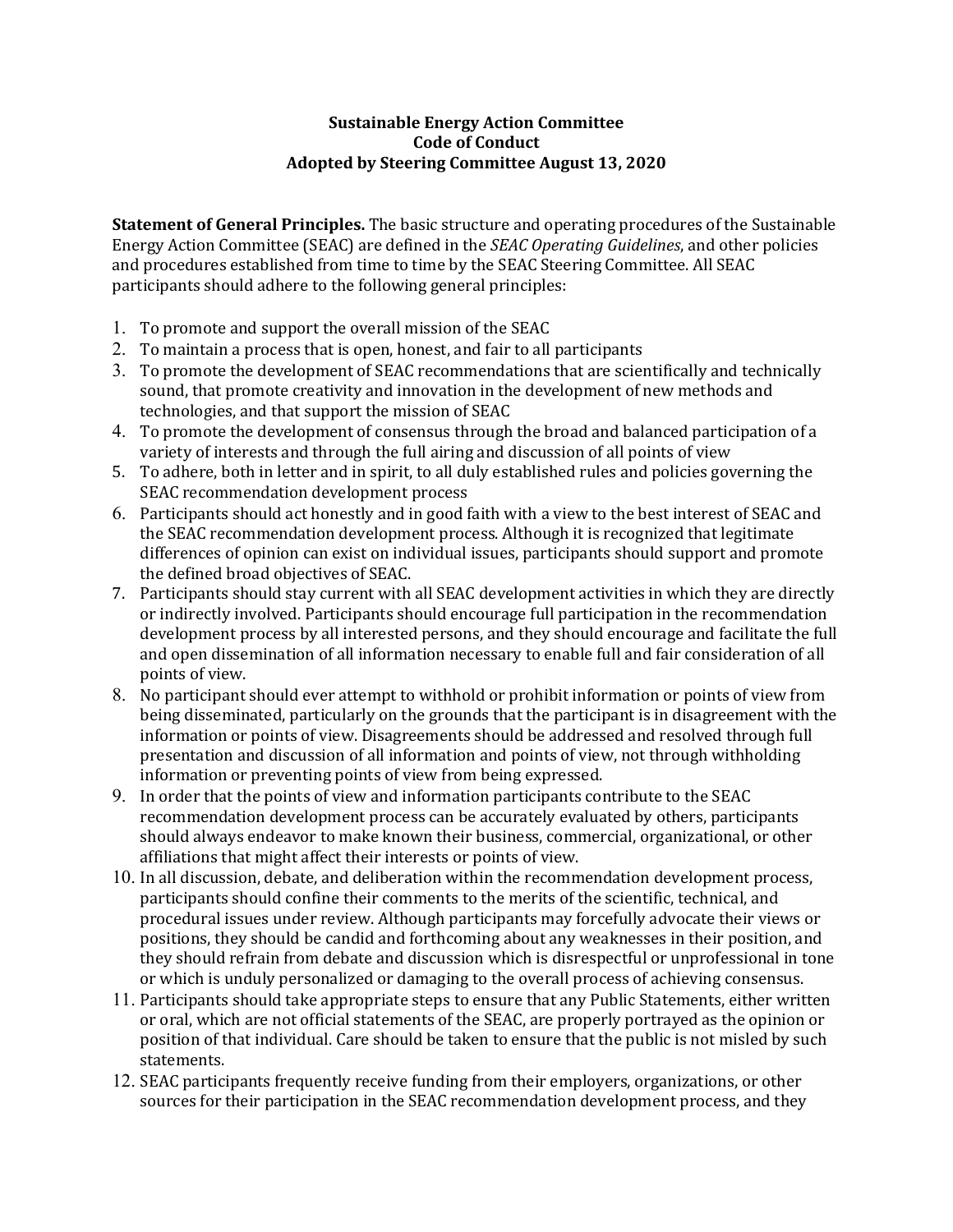**Sustainable Energy Action Committee**
**Code of Conduct**
**Adopted by Steering Committee August 13, 2020**

**Statement of General Principles.** The basic structure and operating procedures of the Sustainable Energy Action Committee (SEAC) are defined in the *SEAC Operating Guidelines*, and other policies and procedures established from time to time by the SEAC Steering Committee. All SEAC participants should adhere to the following general principles:

1. To promote and support the overall mission of the SEAC
2. To maintain a process that is open, honest, and fair to all participants
3. To promote the development of SEAC recommendations that are scientifically and technically sound, that promote creativity and innovation in the development of new methods and technologies, and that support the mission of SEAC
4. To promote the development of consensus through the broad and balanced participation of a variety of interests and through the full airing and discussion of all points of view
5. To adhere, both in letter and in spirit, to all duly established rules and policies governing the SEAC recommendation development process
6. Participants should act honestly and in good faith with a view to the best interest of SEAC and the SEAC recommendation development process. Although it is recognized that legitimate differences of opinion can exist on individual issues, participants should support and promote the defined broad objectives of SEAC.
7. Participants should stay current with all SEAC development activities in which they are directly or indirectly involved. Participants should encourage full participation in the recommendation development process by all interested persons, and they should encourage and facilitate the full and open dissemination of all information necessary to enable full and fair consideration of all points of view.
8. No participant should ever attempt to withhold or prohibit information or points of view from being disseminated, particularly on the grounds that the participant is in disagreement with the information or points of view. Disagreements should be addressed and resolved through full presentation and discussion of all information and points of view, not through withholding information or preventing points of view from being expressed.
9. In order that the points of view and information participants contribute to the SEAC recommendation development process can be accurately evaluated by others, participants should always endeavor to make known their business, commercial, organizational, or other affiliations that might affect their interests or points of view.
10. In all discussion, debate, and deliberation within the recommendation development process, participants should confine their comments to the merits of the scientific, technical, and procedural issues under review. Although participants may forcefully advocate their views or positions, they should be candid and forthcoming about any weaknesses in their position, and they should refrain from debate and discussion which is disrespectful or unprofessional in tone or which is unduly personalized or damaging to the overall process of achieving consensus.
11. Participants should take appropriate steps to ensure that any Public Statements, either written or oral, which are not official statements of the SEAC, are properly portrayed as the opinion or position of that individual. Care should be taken to ensure that the public is not misled by such statements.
12. SEAC participants frequently receive funding from their employers, organizations, or other sources for their participation in the SEAC recommendation development process, and they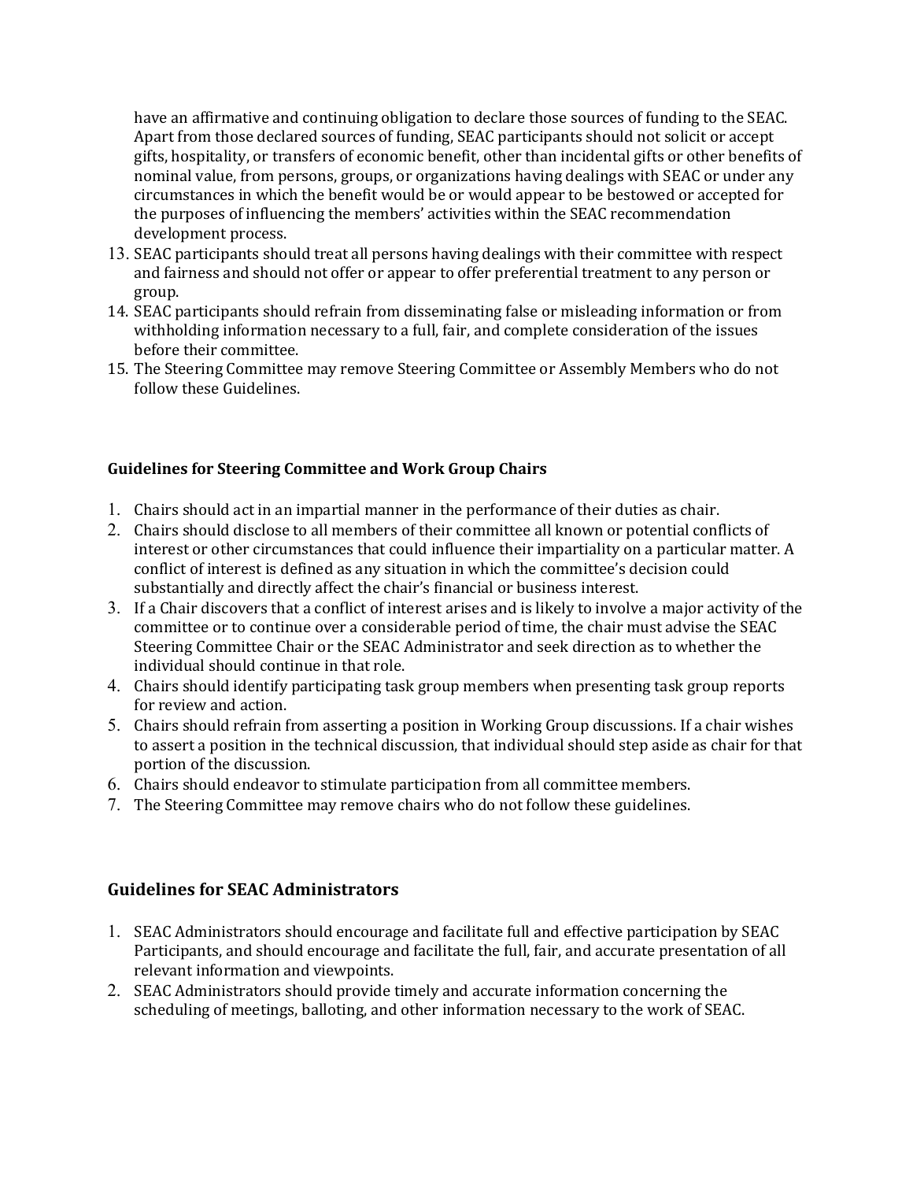have an affirmative and continuing obligation to declare those sources of funding to the SEAC. Apart from those declared sources of funding, SEAC participants should not solicit or accept gifts, hospitality, or transfers of economic benefit, other than incidental gifts or other benefits of nominal value, from persons, groups, or organizations having dealings with SEAC or under any circumstances in which the benefit would be or would appear to be bestowed or accepted for the purposes of influencing the members' activities within the SEAC recommendation development process.

13. SEAC participants should treat all persons having dealings with their committee with respect and fairness and should not offer or appear to offer preferential treatment to any person or group.
14. SEAC participants should refrain from disseminating false or misleading information or from withholding information necessary to a full, fair, and complete consideration of the issues before their committee.
15. The Steering Committee may remove Steering Committee or Assembly Members who do not follow these Guidelines.

#### Guidelines for Steering Committee and Work Group Chairs

1. Chairs should act in an impartial manner in the performance of their duties as chair.
2. Chairs should disclose to all members of their committee all known or potential conflicts of interest or other circumstances that could influence their impartiality on a particular matter. A conflict of interest is defined as any situation in which the committee's decision could substantially and directly affect the chair's financial or business interest.
3. If a Chair discovers that a conflict of interest arises and is likely to involve a major activity of the committee or to continue over a considerable period of time, the chair must advise the SEAC Steering Committee Chair or the SEAC Administrator and seek direction as to whether the individual should continue in that role.
4. Chairs should identify participating task group members when presenting task group reports for review and action.
5. Chairs should refrain from asserting a position in Working Group discussions. If a chair wishes to assert a position in the technical discussion, that individual should step aside as chair for that portion of the discussion.
6. Chairs should endeavor to stimulate participation from all committee members.
7. The Steering Committee may remove chairs who do not follow these guidelines.

### Guidelines for SEAC Administrators

1. SEAC Administrators should encourage and facilitate full and effective participation by SEAC Participants, and should encourage and facilitate the full, fair, and accurate presentation of all relevant information and viewpoints.
2. SEAC Administrators should provide timely and accurate information concerning the scheduling of meetings, balloting, and other information necessary to the work of SEAC.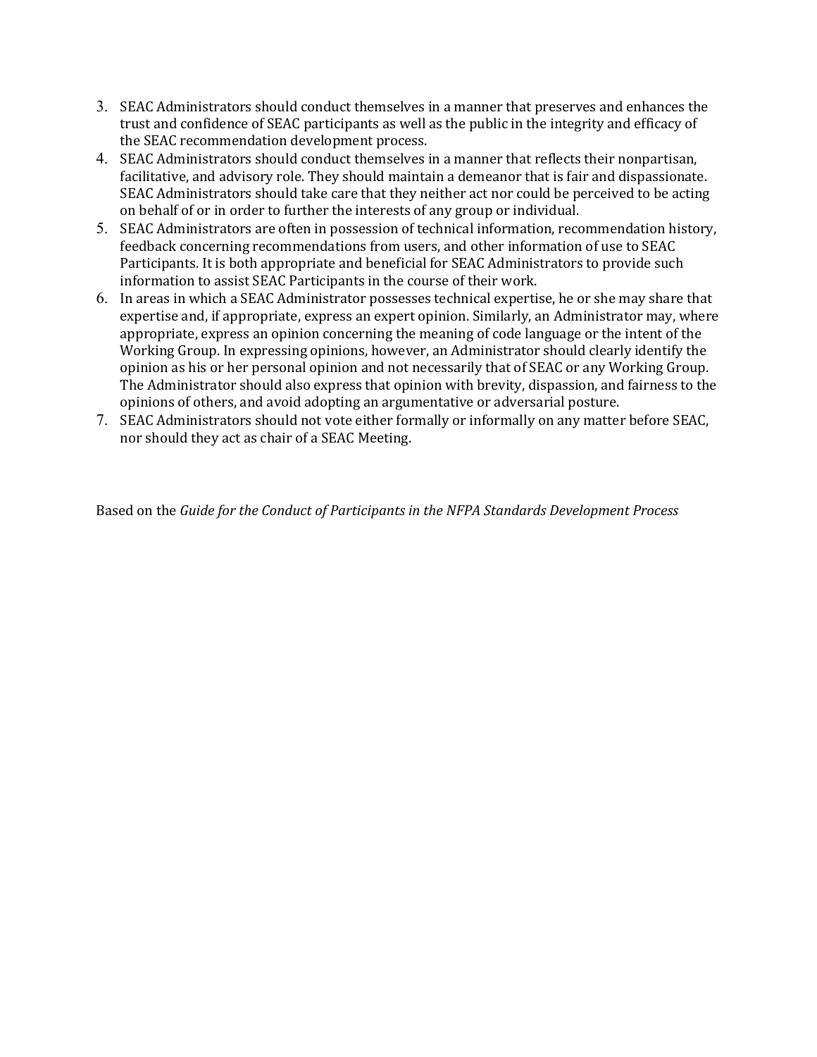3. SEAC Administrators should conduct themselves in a manner that preserves and enhances the trust and confidence of SEAC participants as well as the public in the integrity and efficacy of the SEAC recommendation development process.
4. SEAC Administrators should conduct themselves in a manner that reflects their nonpartisan, facilitative, and advisory role. They should maintain a demeanor that is fair and dispassionate. SEAC Administrators should take care that they neither act nor could be perceived to be acting on behalf of or in order to further the interests of any group or individual.
5. SEAC Administrators are often in possession of technical information, recommendation history, feedback concerning recommendations from users, and other information of use to SEAC Participants. It is both appropriate and beneficial for SEAC Administrators to provide such information to assist SEAC Participants in the course of their work.
6. In areas in which a SEAC Administrator possesses technical expertise, he or she may share that expertise and, if appropriate, express an expert opinion. Similarly, an Administrator may, where appropriate, express an opinion concerning the meaning of code language or the intent of the Working Group. In expressing opinions, however, an Administrator should clearly identify the opinion as his or her personal opinion and not necessarily that of SEAC or any Working Group. The Administrator should also express that opinion with brevity, dispassion, and fairness to the opinions of others, and avoid adopting an argumentative or adversarial posture.
7. SEAC Administrators should not vote either formally or informally on any matter before SEAC, nor should they act as chair of a SEAC Meeting.

Based on the *Guide for the Conduct of Participants in the NFPA Standards Development Process*